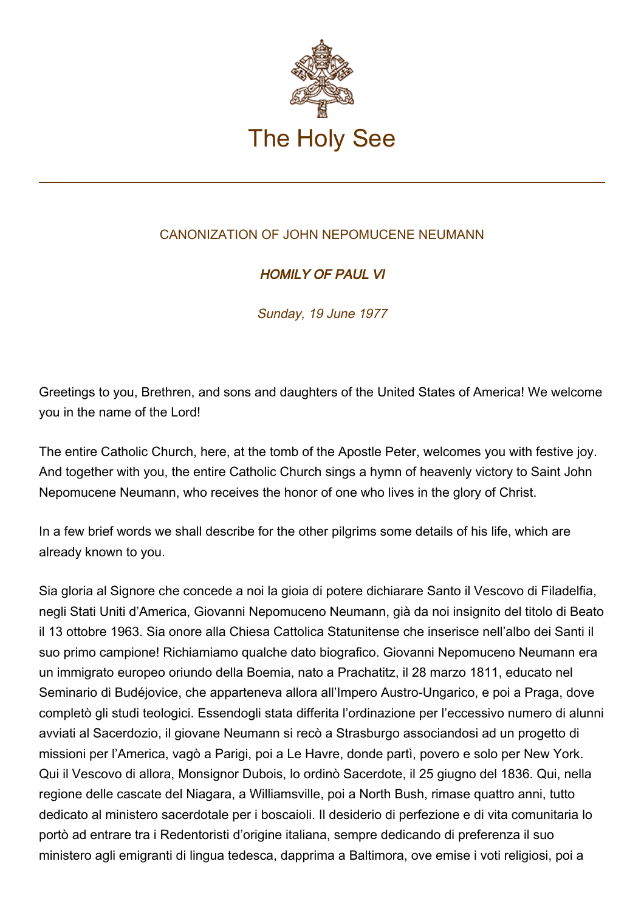The Holy See

CANONIZATION OF JOHN NEPOMUCENE NEUMANN

## *HOMILY OF PAUL VI*

*Sunday, 19 June 1977*

Greetings to you, Brethren, and sons and daughters of the United States of America! We welcome you in the name of the Lord!

The entire Catholic Church, here, at the tomb of the Apostle Peter, welcomes you with festive joy. And together with you, the entire Catholic Church sings a hymn of heavenly victory to Saint John Nepomucene Neumann, who receives the honor of one who lives in the glory of Christ.

In a few brief words we shall describe for the other pilgrims some details of his life, which are already known to you.

Sia gloria al Signore che concede a noi la gioia di potere dichiarare Santo il Vescovo di Filadelfia, negli Stati Uniti d'America, Giovanni Nepomuceno Neumann, già da noi insignito del titolo di Beato il 13 ottobre 1963. Sia onore alla Chiesa Cattolica Statunitense che inserisce nell'albo dei Santi il suo primo campione! Richiamiamo qualche dato biografico. Giovanni Nepomuceno Neumann era un immigrato europeo oriundo della Boemia, nato a Prachatitz, il 28 marzo 1811, educato nel Seminario di Budéjovice, che apparteneva allora all'Impero Austro-Ungarico, e poi a Praga, dove completò gli studi teologici. Essendogli stata differita l'ordinazione per l'eccessivo numero di alunni avviati al Sacerdozio, il giovane Neumann si recò a Strasburgo associandosi ad un progetto di missioni per l'America, vagò a Parigi, poi a Le Havre, donde partì, povero e solo per New York. Qui il Vescovo di allora, Monsignor Dubois, lo ordinò Sacerdote, il 25 giugno del 1836. Qui, nella regione delle cascate del Niagara, a Williamsville, poi a North Bush, rimase quattro anni, tutto dedicato al ministero sacerdotale per i boscaioli. Il desiderio di perfezione e di vita comunitaria lo portò ad entrare tra i Redentoristi d'origine italiana, sempre dedicando di preferenza il suo ministero agli emigranti di lingua tedesca, dapprima a Baltimora, ove emise i voti religiosi, poi a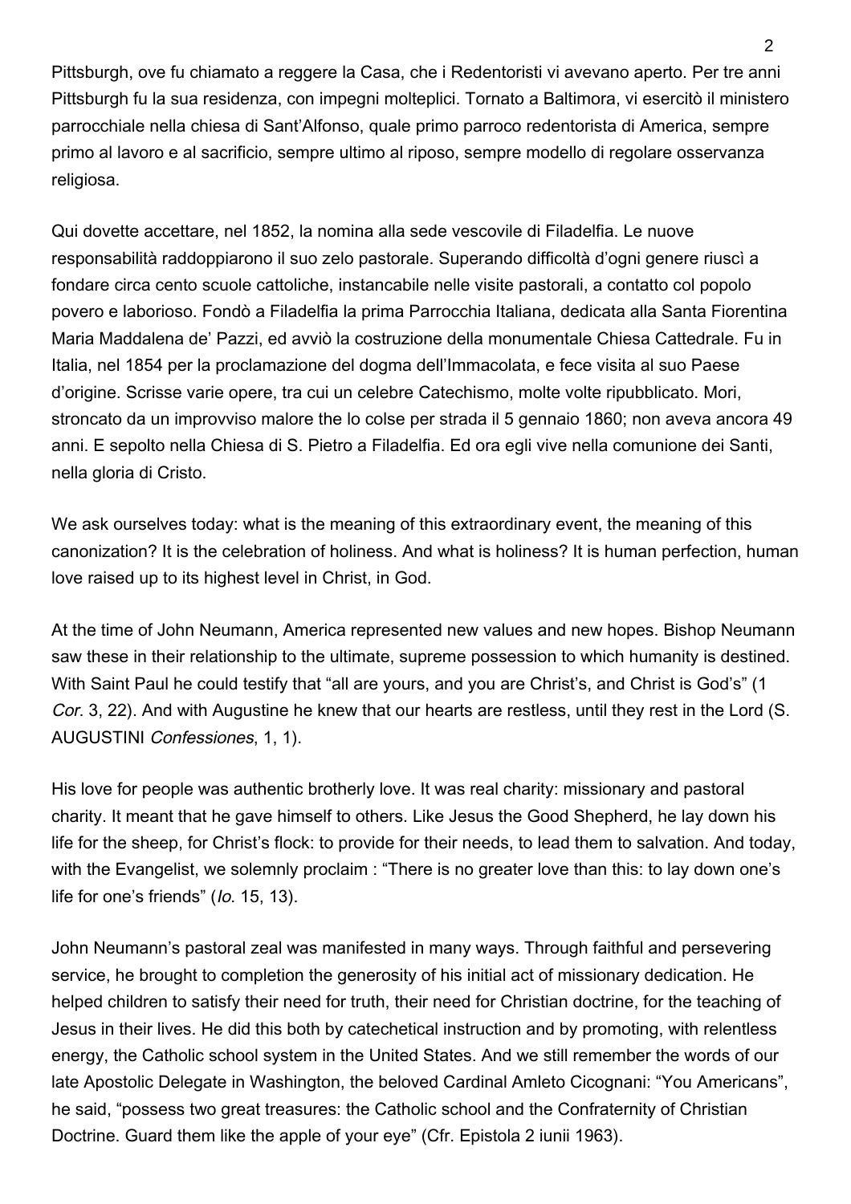Pittsburgh, ove fu chiamato a reggere la Casa, che i Redentoristi vi avevano aperto. Per tre anni Pittsburgh fu la sua residenza, con impegni molteplici. Tornato a Baltimora, vi esercitò il ministero parrocchiale nella chiesa di Sant'Alfonso, quale primo parroco redentorista di America, sempre primo al lavoro e al sacrificio, sempre ultimo al riposo, sempre modello di regolare osservanza religiosa.

Qui dovette accettare, nel 1852, la nomina alla sede vescovile di Filadelfia. Le nuove responsabilità raddoppiarono il suo zelo pastorale. Superando difficoltà d'ogni genere riuscì a fondare circa cento scuole cattoliche, instancabile nelle visite pastorali, a contatto col popolo povero e laborioso. Fondò a Filadelfia la prima Parrocchia Italiana, dedicata alla Santa Fiorentina Maria Maddalena de' Pazzi, ed avviò la costruzione della monumentale Chiesa Cattedrale. Fu in Italia, nel 1854 per la proclamazione del dogma dell'Immacolata, e fece visita al suo Paese d'origine. Scrisse varie opere, tra cui un celebre Catechismo, molte volte ripubblicato. Mori, stroncato da un improvviso malore the lo colse per strada il 5 gennaio 1860; non aveva ancora 49 anni. E sepolto nella Chiesa di S. Pietro a Filadelfia. Ed ora egli vive nella comunione dei Santi, nella gloria di Cristo.

We ask ourselves today: what is the meaning of this extraordinary event, the meaning of this canonization? It is the celebration of holiness. And what is holiness? It is human perfection, human love raised up to its highest level in Christ, in God.

At the time of John Neumann, America represented new values and new hopes. Bishop Neumann saw these in their relationship to the ultimate, supreme possession to which humanity is destined. With Saint Paul he could testify that "all are yours, and you are Christ's, and Christ is God's" (1 *Cor*. 3, 22). And with Augustine he knew that our hearts are restless, until they rest in the Lord (S. AUGUSTINI *Confessiones*, 1, 1).

His love for people was authentic brotherly love. It was real charity: missionary and pastoral charity. It meant that he gave himself to others. Like Jesus the Good Shepherd, he lay down his life for the sheep, for Christ's flock: to provide for their needs, to lead them to salvation. And today, with the Evangelist, we solemnly proclaim : "There is no greater love than this: to lay down one's life for one's friends" (*Io*. 15, 13).

John Neumann's pastoral zeal was manifested in many ways. Through faithful and persevering service, he brought to completion the generosity of his initial act of missionary dedication. He helped children to satisfy their need for truth, their need for Christian doctrine, for the teaching of Jesus in their lives. He did this both by catechetical instruction and by promoting, with relentless energy, the Catholic school system in the United States. And we still remember the words of our late Apostolic Delegate in Washington, the beloved Cardinal Amleto Cicognani: "You Americans", he said, "possess two great treasures: the Catholic school and the Confraternity of Christian Doctrine. Guard them like the apple of your eye" (Cfr. Epistola 2 iunii 1963).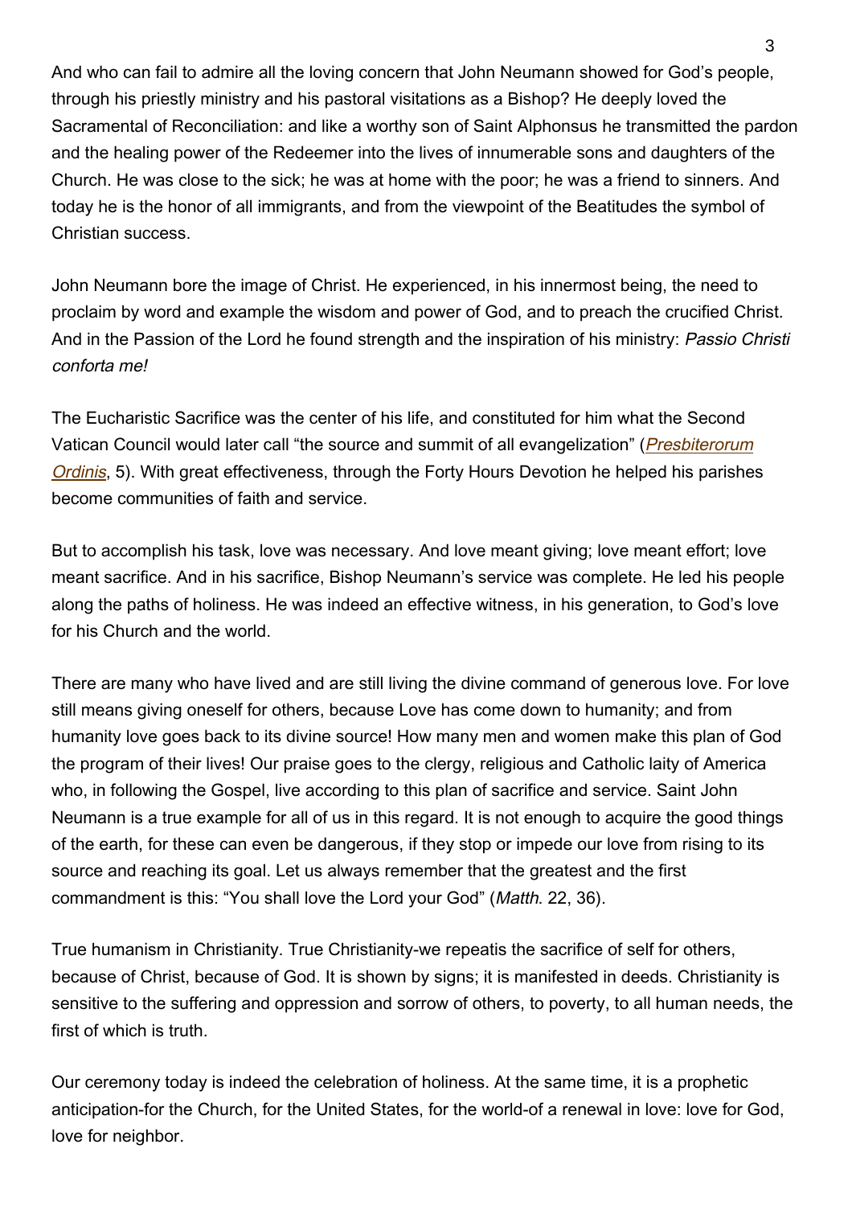And who can fail to admire all the loving concern that John Neumann showed for God's people, through his priestly ministry and his pastoral visitations as a Bishop? He deeply loved the Sacramental of Reconciliation: and like a worthy son of Saint Alphonsus he transmitted the pardon and the healing power of the Redeemer into the lives of innumerable sons and daughters of the Church. He was close to the sick; he was at home with the poor; he was a friend to sinners. And today he is the honor of all immigrants, and from the viewpoint of the Beatitudes the symbol of Christian success.

John Neumann bore the image of Christ. He experienced, in his innermost being, the need to proclaim by word and example the wisdom and power of God, and to preach the crucified Christ. And in the Passion of the Lord he found strength and the inspiration of his ministry: *Passio Christi conforta me!*

The Eucharistic Sacrifice was the center of his life, and constituted for him what the Second Vatican Council would later call "the source and summit of all evangelization" (*Presbiterorum Ordinis*, 5). With great effectiveness, through the Forty Hours Devotion he helped his parishes become communities of faith and service.

But to accomplish his task, love was necessary. And love meant giving; love meant effort; love meant sacrifice. And in his sacrifice, Bishop Neumann's service was complete. He led his people along the paths of holiness. He was indeed an effective witness, in his generation, to God's love for his Church and the world.

There are many who have lived and are still living the divine command of generous love. For love still means giving oneself for others, because Love has come down to humanity; and from humanity love goes back to its divine source! How many men and women make this plan of God the program of their lives! Our praise goes to the clergy, religious and Catholic laity of America who, in following the Gospel, live according to this plan of sacrifice and service. Saint John Neumann is a true example for all of us in this regard. It is not enough to acquire the good things of the earth, for these can even be dangerous, if they stop or impede our love from rising to its source and reaching its goal. Let us always remember that the greatest and the first commandment is this: "You shall love the Lord your God" (*Matth.* 22, 36).

True humanism in Christianity. True Christianity-we repeatis the sacrifice of self for others, because of Christ, because of God. It is shown by signs; it is manifested in deeds. Christianity is sensitive to the suffering and oppression and sorrow of others, to poverty, to all human needs, the first of which is truth.

Our ceremony today is indeed the celebration of holiness. At the same time, it is a prophetic anticipation-for the Church, for the United States, for the world-of a renewal in love: love for God, love for neighbor.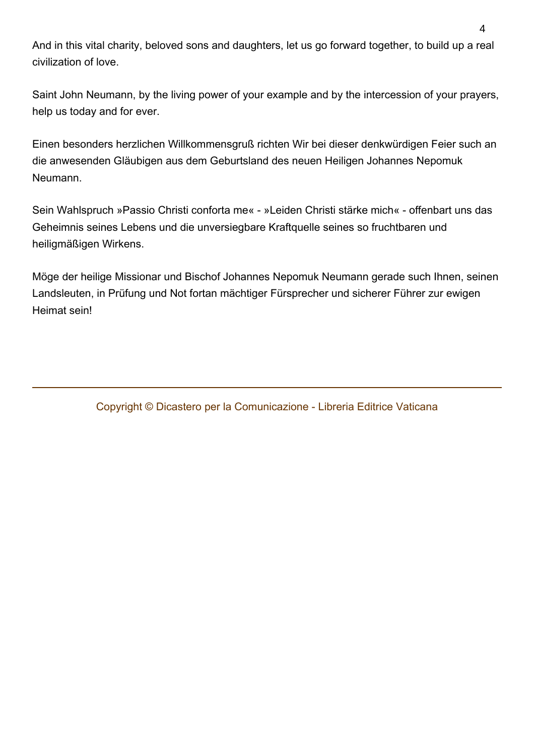And in this vital charity, beloved sons and daughters, let us go forward together, to build up a real civilization of love.

Saint John Neumann, by the living power of your example and by the intercession of your prayers, help us today and for ever.

Einen besonders herzlichen Willkommensgruß richten Wir bei dieser denkwürdigen Feier such an die anwesenden Gläubigen aus dem Geburtsland des neuen Heiligen Johannes Nepomuk Neumann.

Sein Wahlspruch »Passio Christi conforta me« - »Leiden Christi stärke mich« - offenbart uns das Geheimnis seines Lebens und die unversiegbare Kraftquelle seines so fruchtbaren und heiligmäßigen Wirkens.

Möge der heilige Missionar und Bischof Johannes Nepomuk Neumann gerade such Ihnen, seinen Landsleuten, in Prüfung und Not fortan mächtiger Fürsprecher und sicherer Führer zur ewigen Heimat sein!

---

Copyright © Dicastero per la Comunicazione - Libreria Editrice Vaticana